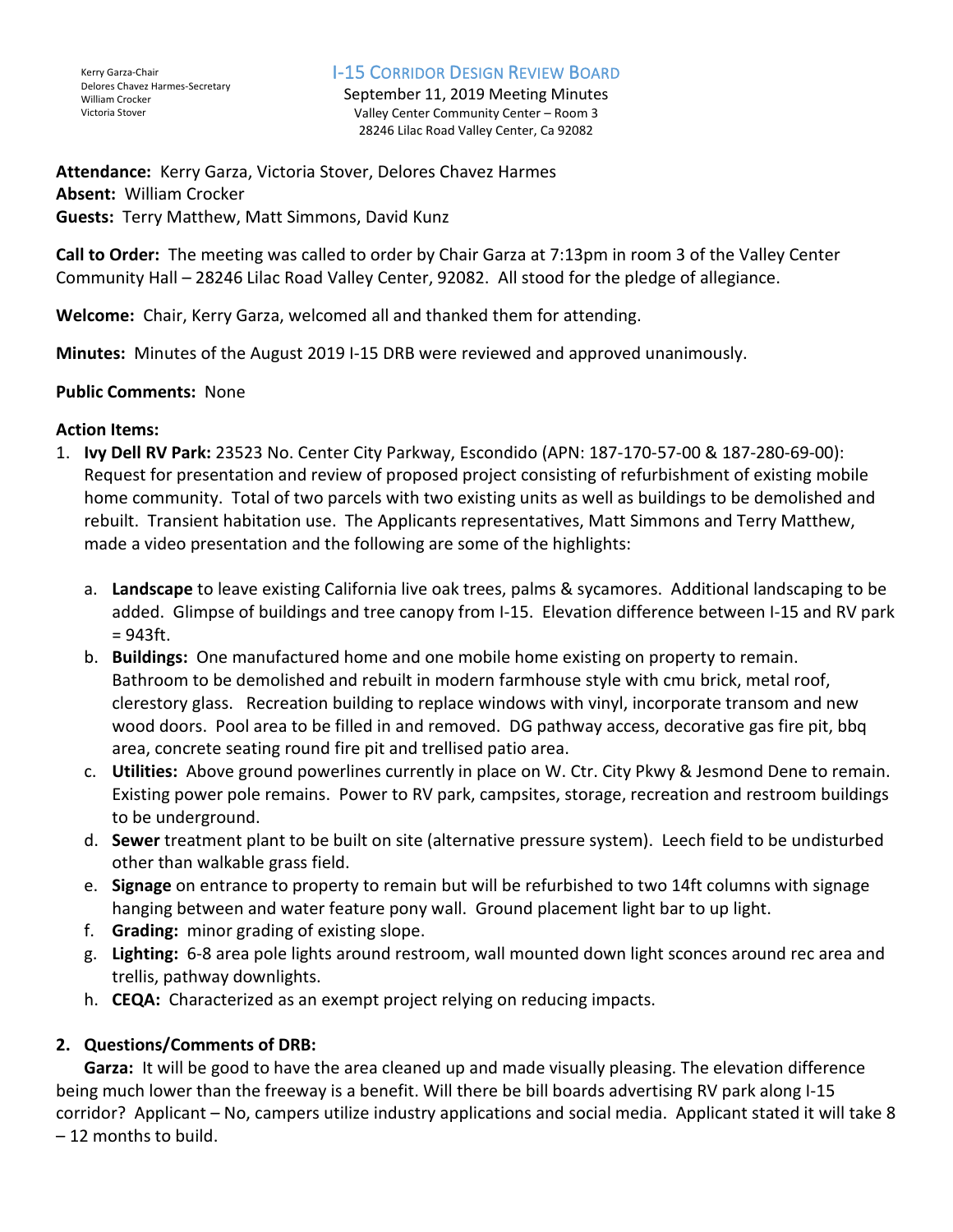Kerry Garza-Chair
Delores Chavez Harmes-Secretary
William Crocker
Victoria Stover

# I-15 Corridor Design Review Board

September 11, 2019 Meeting Minutes
Valley Center Community Center – Room 3
28246 Lilac Road Valley Center, Ca 92082

**Attendance:** Kerry Garza, Victoria Stover, Delores Chavez Harmes
**Absent:** William Crocker
**Guests:** Terry Matthew, Matt Simmons, David Kunz

**Call to Order:** The meeting was called to order by Chair Garza at 7:13pm in room 3 of the Valley Center Community Hall – 28246 Lilac Road Valley Center, 92082. All stood for the pledge of allegiance.

**Welcome:** Chair, Kerry Garza, welcomed all and thanked them for attending.

**Minutes:** Minutes of the August 2019 I-15 DRB were reviewed and approved unanimously.

**Public Comments:** None

**Action Items:**

1. **Ivy Dell RV Park:** 23523 No. Center City Parkway, Escondido (APN: 187-170-57-00 & 187-280-69-00): Request for presentation and review of proposed project consisting of refurbishment of existing mobile home community. Total of two parcels with two existing units as well as buildings to be demolished and rebuilt. Transient habitation use. The Applicants representatives, Matt Simmons and Terry Matthew, made a video presentation and the following are some of the highlights:

   a. **Landscape** to leave existing California live oak trees, palms & sycamores. Additional landscaping to be added. Glimpse of buildings and tree canopy from I-15. Elevation difference between I-15 and RV park = 943ft.
   b. **Buildings:** One manufactured home and one mobile home existing on property to remain. Bathroom to be demolished and rebuilt in modern farmhouse style with cmu brick, metal roof, clerestory glass. Recreation building to replace windows with vinyl, incorporate transom and new wood doors. Pool area to be filled in and removed. DG pathway access, decorative gas fire pit, bbq area, concrete seating round fire pit and trellised patio area.
   c. **Utilities:** Above ground powerlines currently in place on W. Ctr. City Pkwy & Jesmond Dene to remain. Existing power pole remains. Power to RV park, campsites, storage, recreation and restroom buildings to be underground.
   d. **Sewer** treatment plant to be built on site (alternative pressure system). Leech field to be undisturbed other than walkable grass field.
   e. **Signage** on entrance to property to remain but will be refurbished to two 14ft columns with signage hanging between and water feature pony wall. Ground placement light bar to up light.
   f. **Grading:** minor grading of existing slope.
   g. **Lighting:** 6-8 area pole lights around restroom, wall mounted down light sconces around rec area and trellis, pathway downlights.
   h. **CEQA:** Characterized as an exempt project relying on reducing impacts.

2. **Questions/Comments of DRB:**

**Garza:** It will be good to have the area cleaned up and made visually pleasing. The elevation difference being much lower than the freeway is a benefit. Will there be bill boards advertising RV park along I-15 corridor? Applicant – No, campers utilize industry applications and social media. Applicant stated it will take 8 – 12 months to build.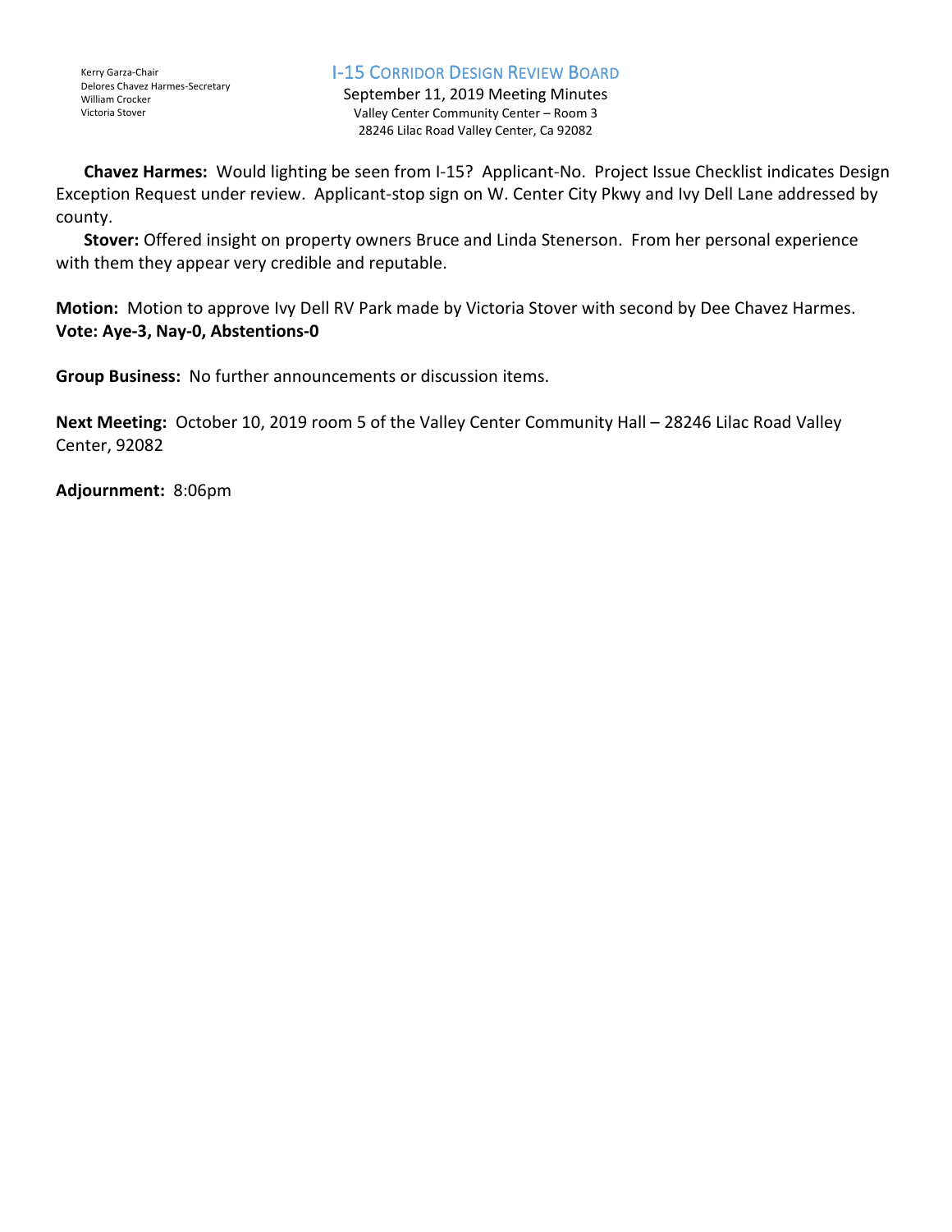Kerry Garza-Chair
Delores Chavez Harmes-Secretary
William Crocker
Victoria Stover

# I-15 Corridor Design Review Board

September 11, 2019 Meeting Minutes
Valley Center Community Center – Room 3
28246 Lilac Road Valley Center, Ca 92082

**Chavez Harmes:** Would lighting be seen from I-15? Applicant-No. Project Issue Checklist indicates Design Exception Request under review. Applicant-stop sign on W. Center City Pkwy and Ivy Dell Lane addressed by county.

**Stover:** Offered insight on property owners Bruce and Linda Stenerson. From her personal experience with them they appear very credible and reputable.

**Motion:** Motion to approve Ivy Dell RV Park made by Victoria Stover with second by Dee Chavez Harmes.
**Vote: Aye-3, Nay-0, Abstentions-0**

**Group Business:** No further announcements or discussion items.

**Next Meeting:** October 10, 2019 room 5 of the Valley Center Community Hall – 28246 Lilac Road Valley Center, 92082

**Adjournment:** 8:06pm